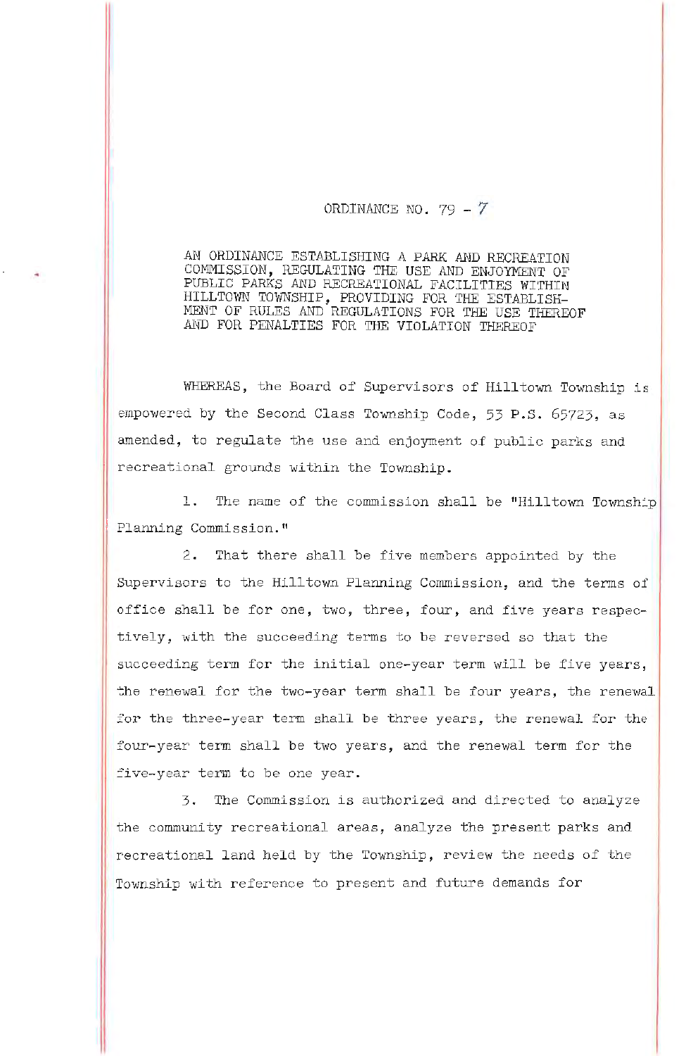ORDINANCE NO. 79 - 7

AN ORDINANCE ESTABLISHING A PARK AND RECREATION COMMISSION, REGULATING THE USE AND ENJOYMENT OF PUBLIC PARKS AND RECREATIONAL FACILITIES WITHIN HILLTOWN TOWNSHIP, PROVIDING FOR THE ESTABLISHMENT OF RULES AND REGULATIONS FOR THE USE THEREOF AND FOR PENALTIES FOR THE VIOLATION THEREOF

WHEREAS, the Board of Supervisors of Hilltown Township is empowered by the Second Class Township Code, 53 P.S. 65723, as amended, to regulate the use and enjoyment of public parks and recreational grounds within the Township.

1. The name of the commission shall be "Hilltown Township Planning Commission."

2. That there shall be five members appointed by the Supervisors to the Hilltown Planning Commission, and the terms of office shall be for one, two, three, four, and five years respectively, with the succeeding terms to be reversed so that the succeeding term for the initial one-year term will be five years, the renewal for the two-year term shall be four years, the renewal for the three-year term shall be three years, the renewal for the four-year term shall be two years, and the renewal term for the five-year term to be one year.

3. The Commission is authorized and directed to analyze the community recreational areas, analyze the present parks and recreational land held by the Township, review the needs of the Township with reference to present and future demands for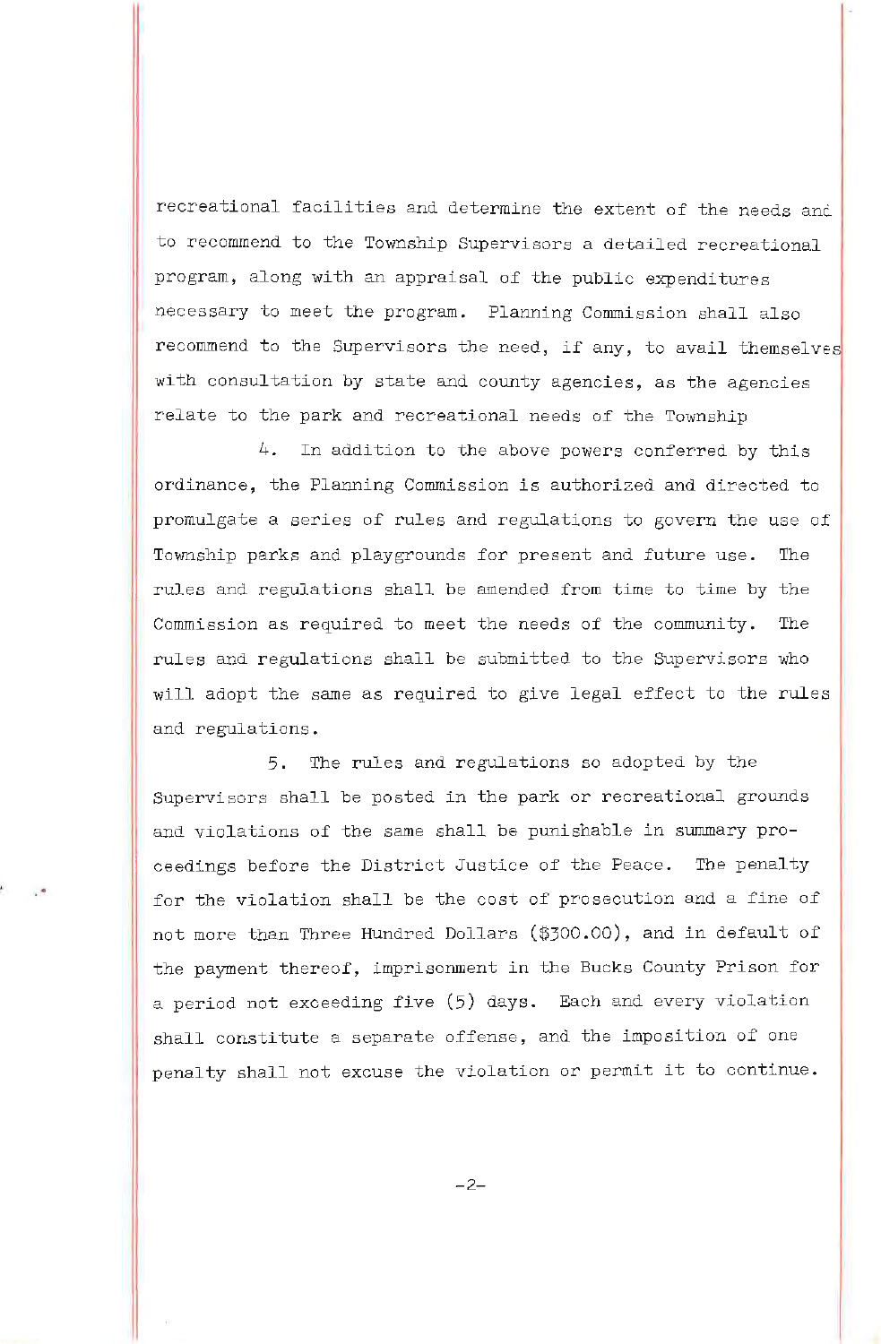recreational facilities and determine the extent of the needs and to recommend to the Township Supervisors a detailed recreational program, along with an appraisal of the public expenditures necessary to meet the program. Planning Commission shall also recommend to the Supervisors the need, if any, to avail themselves with consultation by state and county agencies, as the agencies relate to the park and recreational needs of the Township

4. In addition to the above powers conferred by this ordinance, the Planning Commission is authorized and directed to promulgate a series of rules and regulations to govern the use of Township parks and playgrounds for present and future use. The rules and regulations shall be amended from time to time by the Commission as required to meet the needs of the community. The rules and regulations shall be submitted to the Supervisors who will adopt the same as required to give legal effect to the rules and regulations.

5. The rules and regulations so adopted by the Supervisors shall be posted in the park or recreational grounds and violations of the same shall be punishable in summary proceedings before the District Justice of the Peace. The penalty for the violation shall be the cost of prosecution and a fine of not more than Three Hundred Dollars ($300.00), and in default of the payment thereof, imprisonment in the Bucks County Prison for a period not exceeding five (5) days. Each and every violation shall constitute a separate offense, and the imposition of one penalty shall not excuse the violation or permit it to continue.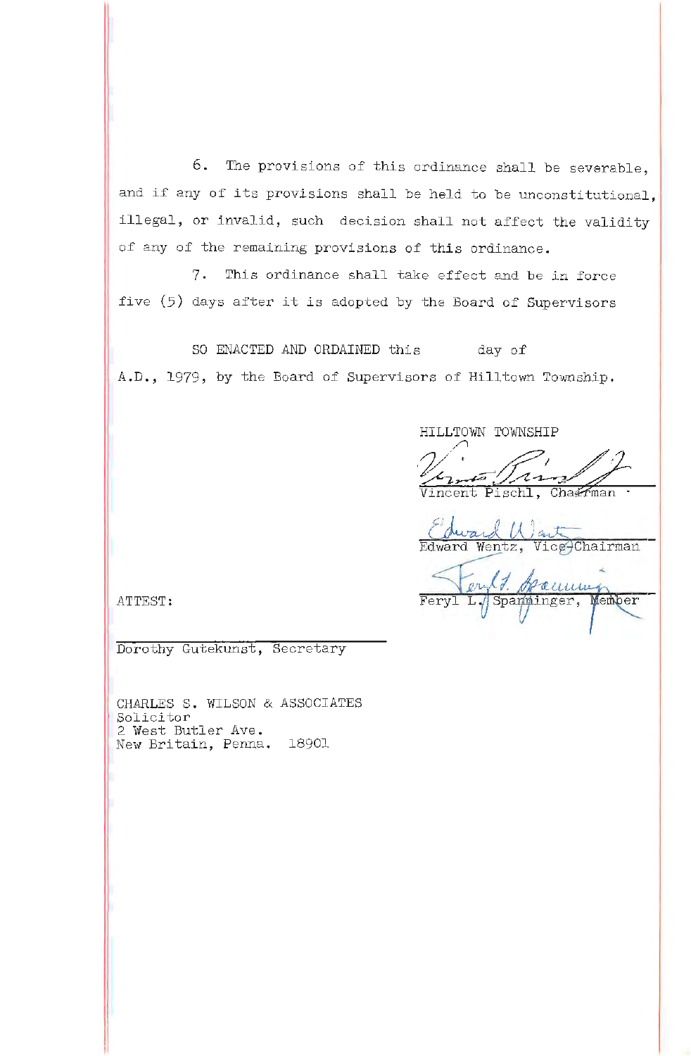6. The provisions of this ordinance shall be severable, and if any of its provisions shall be held to be unconstitutional, illegal, or invalid, such decision shall not affect the validity of any of the remaining provisions of this ordinance.

7. This ordinance shall take effect and be in force five (5) days after it is adopted by the Board of Supervisors

SO ENACTED AND ORDAINED this day of A.D., 1979, by the Board of Supervisors of Hilltown Township.

HILLTOWN TOWNSHIP

Vincent Pischl, Chairman

Edward Wentz, Vice-Chairman

Feryl L. Spanninger, Member

ATTEST:

Dorothy Gutekunst, Secretary

CHARLES S. WILSON & ASSOCIATES
Solicitor
2 West Butler Ave.
New Britain, Penna. 18901